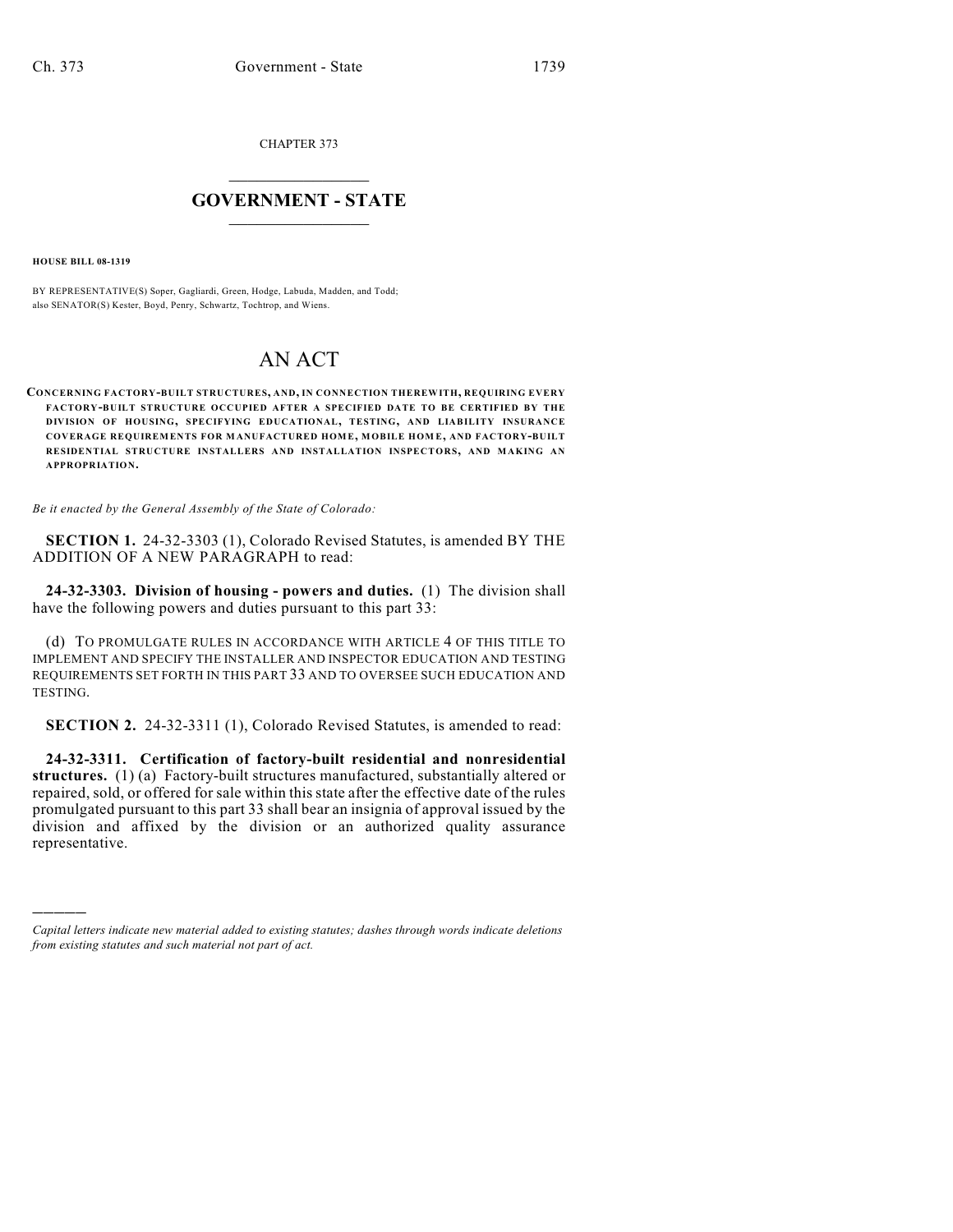CHAPTER 373

# GOVERNMENT - STATE

**HOUSE BILL 08-1319**

BY REPRESENTATIVE(S) Soper, Gagliardi, Green, Hodge, Labuda, Madden, and Todd; also SENATOR(S) Kester, Boyd, Penry, Schwartz, Tochtrop, and Wiens.

# AN ACT

**CONCERNING FACTORY-BUILT STRUCTURES, AND, IN CONNECTION THEREWITH, REQUIRING EVERY FACTORY-BUILT STRUCTURE OCCUPIED AFTER A SPECIFIED DATE TO BE CERTIFIED BY THE DIVISION OF HOUSING, SPECIFYING EDUCATIONAL, TESTING, AND LIABILITY INSURANCE COVERAGE REQUIREMENTS FOR MANUFACTURED HOME, MOBILE HOME, AND FACTORY-BUILT RESIDENTIAL STRUCTURE INSTALLERS AND INSTALLATION INSPECTORS, AND MAKING AN APPROPRIATION.**

*Be it enacted by the General Assembly of the State of Colorado:*

**SECTION 1.** 24-32-3303 (1), Colorado Revised Statutes, is amended BY THE ADDITION OF A NEW PARAGRAPH to read:

**24-32-3303. Division of housing - powers and duties.** (1) The division shall have the following powers and duties pursuant to this part 33:

(d) TO PROMULGATE RULES IN ACCORDANCE WITH ARTICLE 4 OF THIS TITLE TO IMPLEMENT AND SPECIFY THE INSTALLER AND INSPECTOR EDUCATION AND TESTING REQUIREMENTS SET FORTH IN THIS PART 33 AND TO OVERSEE SUCH EDUCATION AND TESTING.

**SECTION 2.** 24-32-3311 (1), Colorado Revised Statutes, is amended to read:

**24-32-3311. Certification of factory-built residential and nonresidential structures.** (1) (a) Factory-built structures manufactured, substantially altered or repaired, sold, or offered for sale within this state after the effective date of the rules promulgated pursuant to this part 33 shall bear an insignia of approval issued by the division and affixed by the division or an authorized quality assurance representative.

———

*Capital letters indicate new material added to existing statutes; dashes through words indicate deletions from existing statutes and such material not part of act.*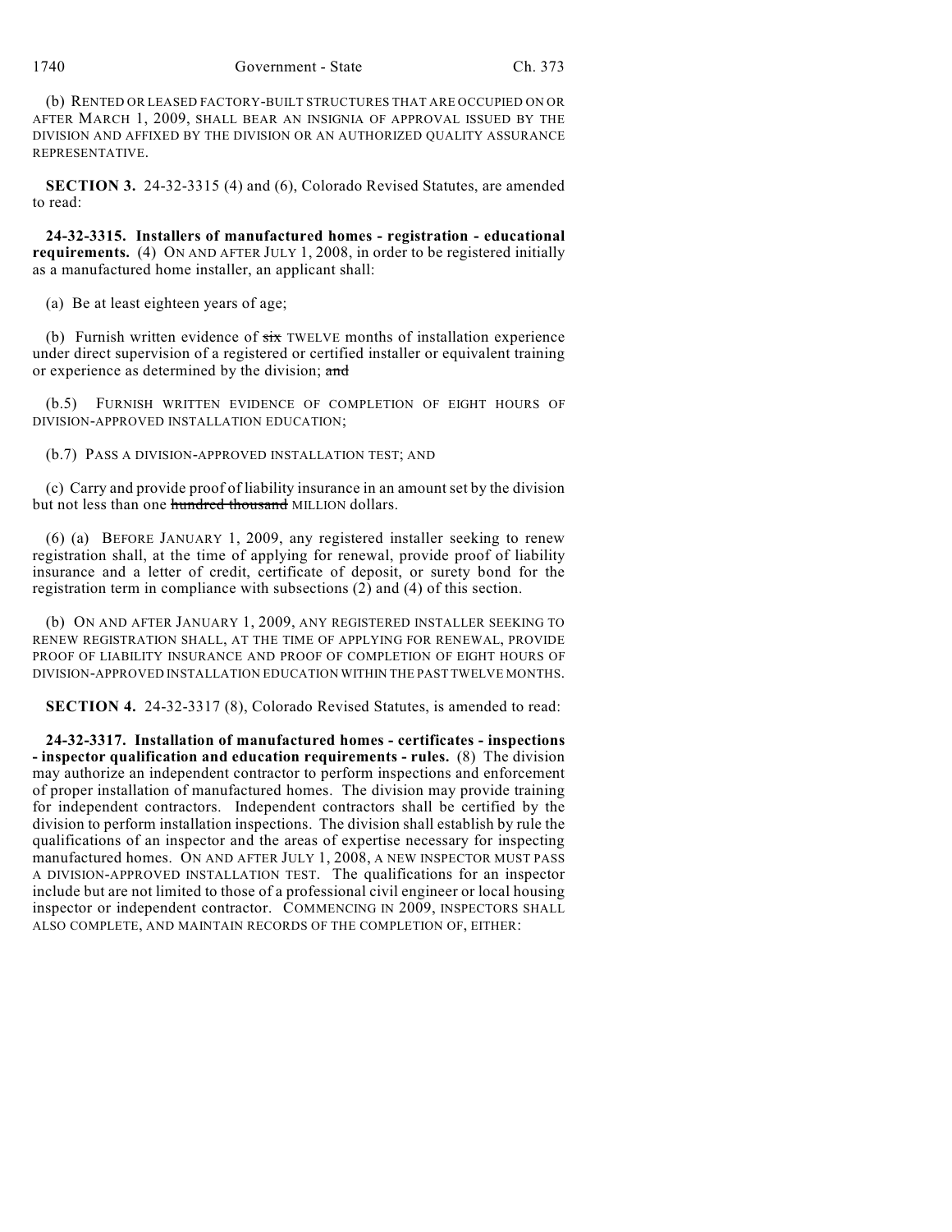(b) RENTED OR LEASED FACTORY-BUILT STRUCTURES THAT ARE OCCUPIED ON OR AFTER MARCH 1, 2009, SHALL BEAR AN INSIGNIA OF APPROVAL ISSUED BY THE DIVISION AND AFFIXED BY THE DIVISION OR AN AUTHORIZED QUALITY ASSURANCE REPRESENTATIVE.

**SECTION 3.** 24-32-3315 (4) and (6), Colorado Revised Statutes, are amended to read:

**24-32-3315. Installers of manufactured homes - registration - educational requirements.** (4) ON AND AFTER JULY 1, 2008, in order to be registered initially as a manufactured home installer, an applicant shall:

(a) Be at least eighteen years of age;

(b) Furnish written evidence of ~~six~~ TWELVE months of installation experience under direct supervision of a registered or certified installer or equivalent training or experience as determined by the division; ~~and~~

(b.5) FURNISH WRITTEN EVIDENCE OF COMPLETION OF EIGHT HOURS OF DIVISION-APPROVED INSTALLATION EDUCATION;

(b.7) PASS A DIVISION-APPROVED INSTALLATION TEST; AND

(c) Carry and provide proof of liability insurance in an amount set by the division but not less than one ~~hundred thousand~~ MILLION dollars.

(6) (a) BEFORE JANUARY 1, 2009, any registered installer seeking to renew registration shall, at the time of applying for renewal, provide proof of liability insurance and a letter of credit, certificate of deposit, or surety bond for the registration term in compliance with subsections (2) and (4) of this section.

(b) ON AND AFTER JANUARY 1, 2009, ANY REGISTERED INSTALLER SEEKING TO RENEW REGISTRATION SHALL, AT THE TIME OF APPLYING FOR RENEWAL, PROVIDE PROOF OF LIABILITY INSURANCE AND PROOF OF COMPLETION OF EIGHT HOURS OF DIVISION-APPROVED INSTALLATION EDUCATION WITHIN THE PAST TWELVE MONTHS.

**SECTION 4.** 24-32-3317 (8), Colorado Revised Statutes, is amended to read:

**24-32-3317. Installation of manufactured homes - certificates - inspections - inspector qualification and education requirements - rules.** (8) The division may authorize an independent contractor to perform inspections and enforcement of proper installation of manufactured homes. The division may provide training for independent contractors. Independent contractors shall be certified by the division to perform installation inspections. The division shall establish by rule the qualifications of an inspector and the areas of expertise necessary for inspecting manufactured homes. ON AND AFTER JULY 1, 2008, A NEW INSPECTOR MUST PASS A DIVISION-APPROVED INSTALLATION TEST. The qualifications for an inspector include but are not limited to those of a professional civil engineer or local housing inspector or independent contractor. COMMENCING IN 2009, INSPECTORS SHALL ALSO COMPLETE, AND MAINTAIN RECORDS OF THE COMPLETION OF, EITHER: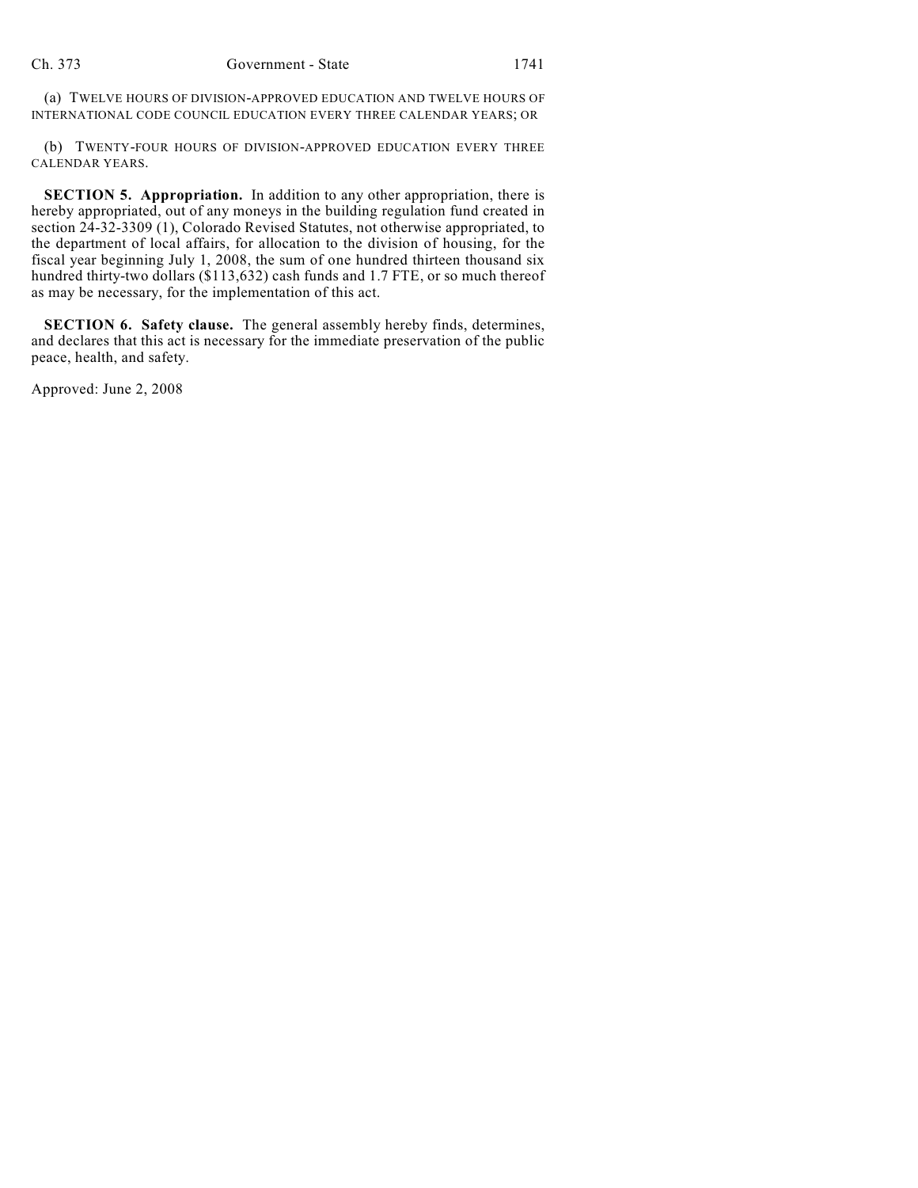(a) TWELVE HOURS OF DIVISION-APPROVED EDUCATION AND TWELVE HOURS OF INTERNATIONAL CODE COUNCIL EDUCATION EVERY THREE CALENDAR YEARS; OR

(b) TWENTY-FOUR HOURS OF DIVISION-APPROVED EDUCATION EVERY THREE CALENDAR YEARS.

**SECTION 5. Appropriation.** In addition to any other appropriation, there is hereby appropriated, out of any moneys in the building regulation fund created in section 24-32-3309 (1), Colorado Revised Statutes, not otherwise appropriated, to the department of local affairs, for allocation to the division of housing, for the fiscal year beginning July 1, 2008, the sum of one hundred thirteen thousand six hundred thirty-two dollars ($113,632) cash funds and 1.7 FTE, or so much thereof as may be necessary, for the implementation of this act.

**SECTION 6. Safety clause.** The general assembly hereby finds, determines, and declares that this act is necessary for the immediate preservation of the public peace, health, and safety.

Approved: June 2, 2008